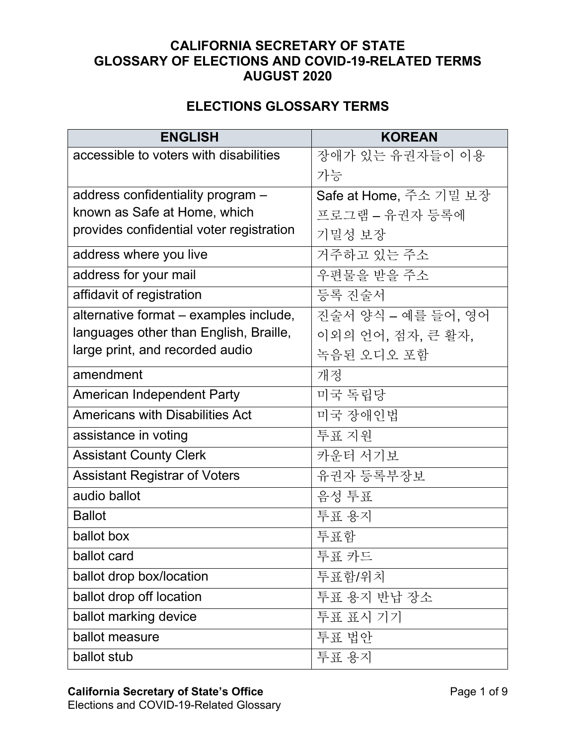# CALIFORNIA SECRETARY OF STATE
# GLOSSARY OF ELECTIONS AND COVID-19-RELATED TERMS
# AUGUST 2020

## ELECTIONS GLOSSARY TERMS

| ENGLISH | KOREAN |
|---|---|
| accessible to voters with disabilities | 장애가 있는 유권자들이 이용 가능 |
| address confidentiality program – known as Safe at Home, which provides confidential voter registration | Safe at Home, 주소 기밀 보장 프로그램 – 유권자 등록에 기밀성 보장 |
| address where you live | 거주하고 있는 주소 |
| address for your mail | 우편물을 받을 주소 |
| affidavit of registration | 등록 진술서 |
| alternative format – examples include, languages other than English, Braille, large print, and recorded audio | 진술서 양식 – 예를 들어, 영어 이외의 언어, 점자, 큰 활자, 녹음된 오디오 포함 |
| amendment | 개정 |
| American Independent Party | 미국 독립당 |
| Americans with Disabilities Act | 미국 장애인법 |
| assistance in voting | 투표 지원 |
| Assistant County Clerk | 카운터 서기보 |
| Assistant Registrar of Voters | 유권자 등록부장보 |
| audio ballot | 음성 투표 |
| Ballot | 투표 용지 |
| ballot box | 투표함 |
| ballot card | 투표 카드 |
| ballot drop box/location | 투표함/위치 |
| ballot drop off location | 투표 용지 반납 장소 |
| ballot marking device | 투표 표시 기기 |
| ballot measure | 투표 법안 |
| ballot stub | 투표 용지 |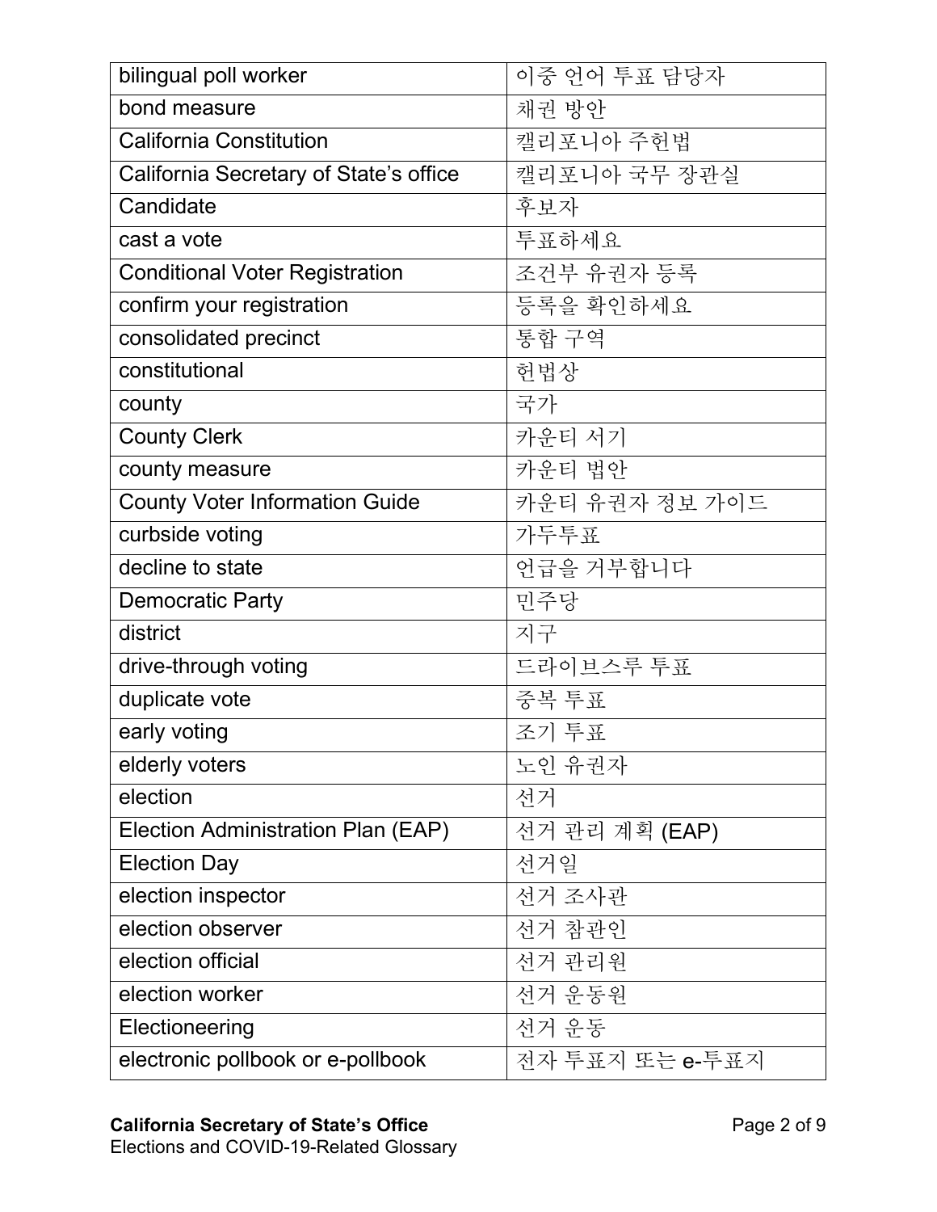| | |
|---|---|
| bilingual poll worker | 이중 언어 투표 담당자 |
| bond measure | 채권 방안 |
| California Constitution | 캘리포니아 주헌법 |
| California Secretary of State's office | 캘리포니아 국무 장관실 |
| Candidate | 후보자 |
| cast a vote | 투표하세요 |
| Conditional Voter Registration | 조건부 유권자 등록 |
| confirm your registration | 등록을 확인하세요 |
| consolidated precinct | 통합 구역 |
| constitutional | 헌법상 |
| county | 국가 |
| County Clerk | 카운티 서기 |
| county measure | 카운티 법안 |
| County Voter Information Guide | 카운티 유권자 정보 가이드 |
| curbside voting | 가두투표 |
| decline to state | 언급을 거부합니다 |
| Democratic Party | 민주당 |
| district | 지구 |
| drive-through voting | 드라이브스루 투표 |
| duplicate vote | 중복 투표 |
| early voting | 조기 투표 |
| elderly voters | 노인 유권자 |
| election | 선거 |
| Election Administration Plan (EAP) | 선거 관리 계획 (EAP) |
| Election Day | 선거일 |
| election inspector | 선거 조사관 |
| election observer | 선거 참관인 |
| election official | 선거 관리원 |
| election worker | 선거 운동원 |
| Electioneering | 선거 운동 |
| electronic pollbook or e-pollbook | 전자 투표지 또는 e-투표지 |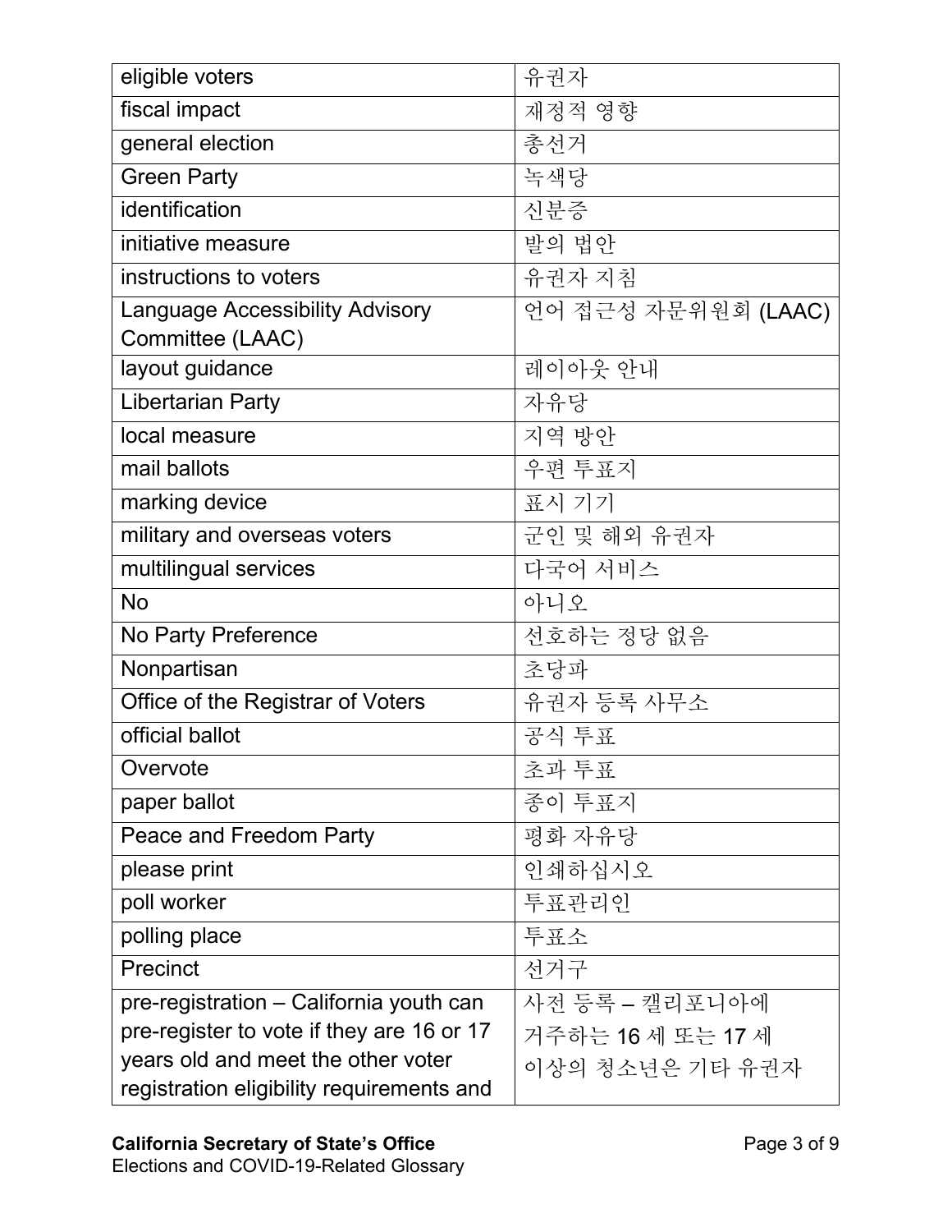| eligible voters | 유권자 |
|---|---|
| fiscal impact | 재정적 영향 |
| general election | 총선거 |
| Green Party | 녹색당 |
| identification | 신분증 |
| initiative measure | 발의 법안 |
| instructions to voters | 유권자 지침 |
| Language Accessibility Advisory Committee (LAAC) | 언어 접근성 자문위원회 (LAAC) |
| layout guidance | 레이아웃 안내 |
| Libertarian Party | 자유당 |
| local measure | 지역 방안 |
| mail ballots | 우편 투표지 |
| marking device | 표시 기기 |
| military and overseas voters | 군인 및 해외 유권자 |
| multilingual services | 다국어 서비스 |
| No | 아니오 |
| No Party Preference | 선호하는 정당 없음 |
| Nonpartisan | 초당파 |
| Office of the Registrar of Voters | 유권자 등록 사무소 |
| official ballot | 공식 투표 |
| Overvote | 초과 투표 |
| paper ballot | 종이 투표지 |
| Peace and Freedom Party | 평화 자유당 |
| please print | 인쇄하십시오 |
| poll worker | 투표관리인 |
| polling place | 투표소 |
| Precinct | 선거구 |
| pre-registration – California youth can pre-register to vote if they are 16 or 17 years old and meet the other voter registration eligibility requirements and | 사전 등록 – 캘리포니아에 거주하는 16 세 또는 17 세 이상의 청소년은 기타 유권자 |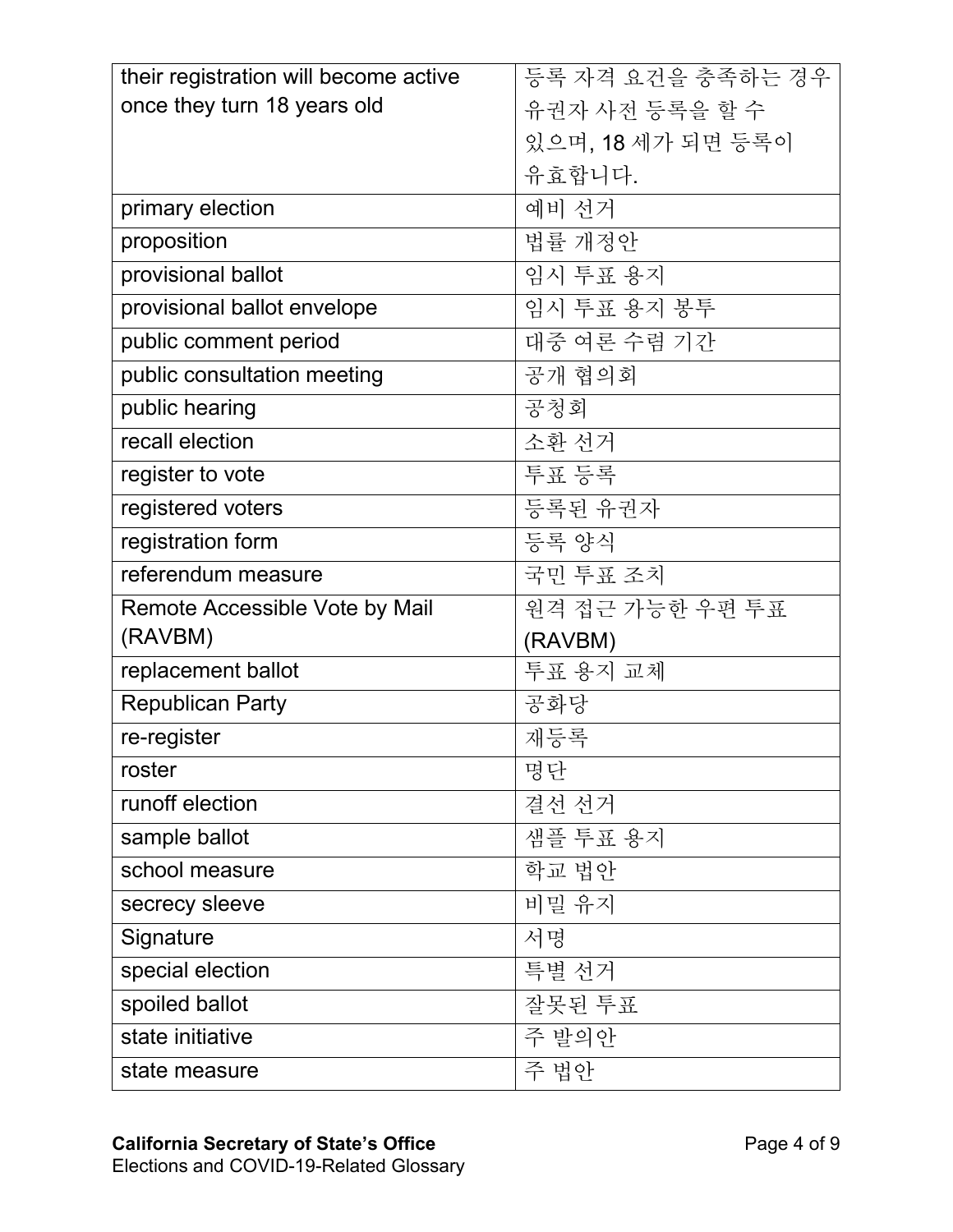| | |
|---|---|
| their registration will become active once they turn 18 years old | 등록 자격 요건을 충족하는 경우 유권자 사전 등록을 할 수 있으며, 18 세가 되면 등록이 유효합니다. |
| primary election | 예비 선거 |
| proposition | 법률 개정안 |
| provisional ballot | 임시 투표 용지 |
| provisional ballot envelope | 임시 투표 용지 봉투 |
| public comment period | 대중 여론 수렴 기간 |
| public consultation meeting | 공개 협의회 |
| public hearing | 공청회 |
| recall election | 소환 선거 |
| register to vote | 투표 등록 |
| registered voters | 등록된 유권자 |
| registration form | 등록 양식 |
| referendum measure | 국민 투표 조치 |
| Remote Accessible Vote by Mail (RAVBM) | 원격 접근 가능한 우편 투표 (RAVBM) |
| replacement ballot | 투표 용지 교체 |
| Republican Party | 공화당 |
| re-register | 재등록 |
| roster | 명단 |
| runoff election | 결선 선거 |
| sample ballot | 샘플 투표 용지 |
| school measure | 학교 법안 |
| secrecy sleeve | 비밀 유지 |
| Signature | 서명 |
| special election | 특별 선거 |
| spoiled ballot | 잘못된 투표 |
| state initiative | 주 발의안 |
| state measure | 주 법안 |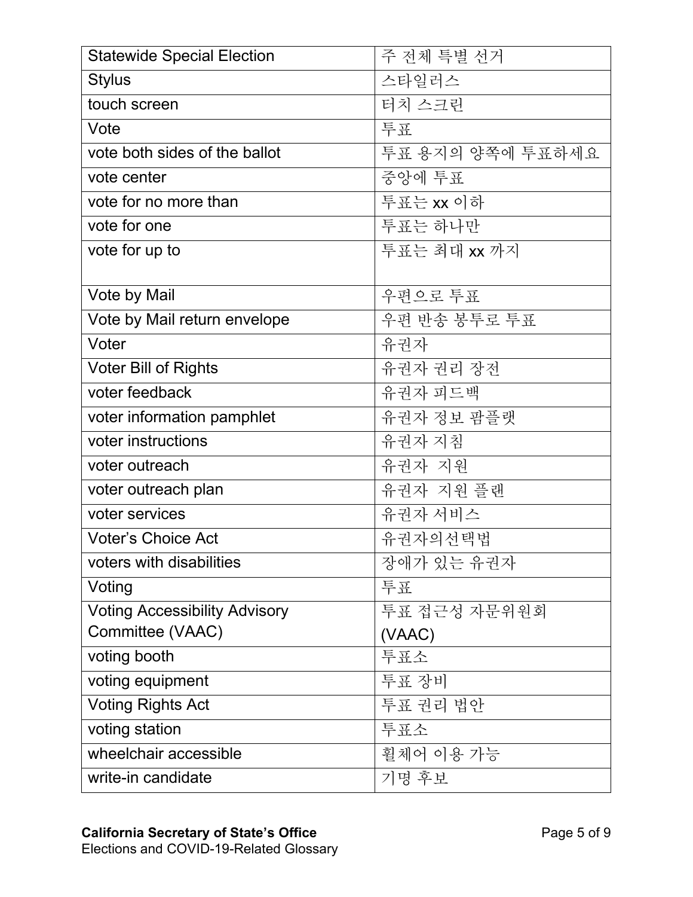| Statewide Special Election | 주 전체 특별 선거 |
|---|---|
| Stylus | 스타일러스 |
| touch screen | 터치 스크린 |
| Vote | 투표 |
| vote both sides of the ballot | 투표 용지의 양쪽에 투표하세요 |
| vote center | 중앙에 투표 |
| vote for no more than | 투표는 xx 이하 |
| vote for one | 투표는 하나만 |
| vote for up to | 투표는 최대 xx 까지 |
| Vote by Mail | 우편으로 투표 |
| Vote by Mail return envelope | 우편 반송 봉투로 투표 |
| Voter | 유권자 |
| Voter Bill of Rights | 유권자 권리 장전 |
| voter feedback | 유권자 피드백 |
| voter information pamphlet | 유권자 정보 팜플랫 |
| voter instructions | 유권자 지침 |
| voter outreach | 유권자 지원 |
| voter outreach plan | 유권자 지원 플랜 |
| voter services | 유권자 서비스 |
| Voter's Choice Act | 유권자의선택법 |
| voters with disabilities | 장애가 있는 유권자 |
| Voting | 투표 |
| Voting Accessibility Advisory Committee (VAAC) | 투표 접근성 자문위원회 (VAAC) |
| voting booth | 투표소 |
| voting equipment | 투표 장비 |
| Voting Rights Act | 투표 권리 법안 |
| voting station | 투표소 |
| wheelchair accessible | 휠체어 이용 가능 |
| write-in candidate | 기명 후보 |

**California Secretary of State's Office**
Elections and COVID-19-Related Glossary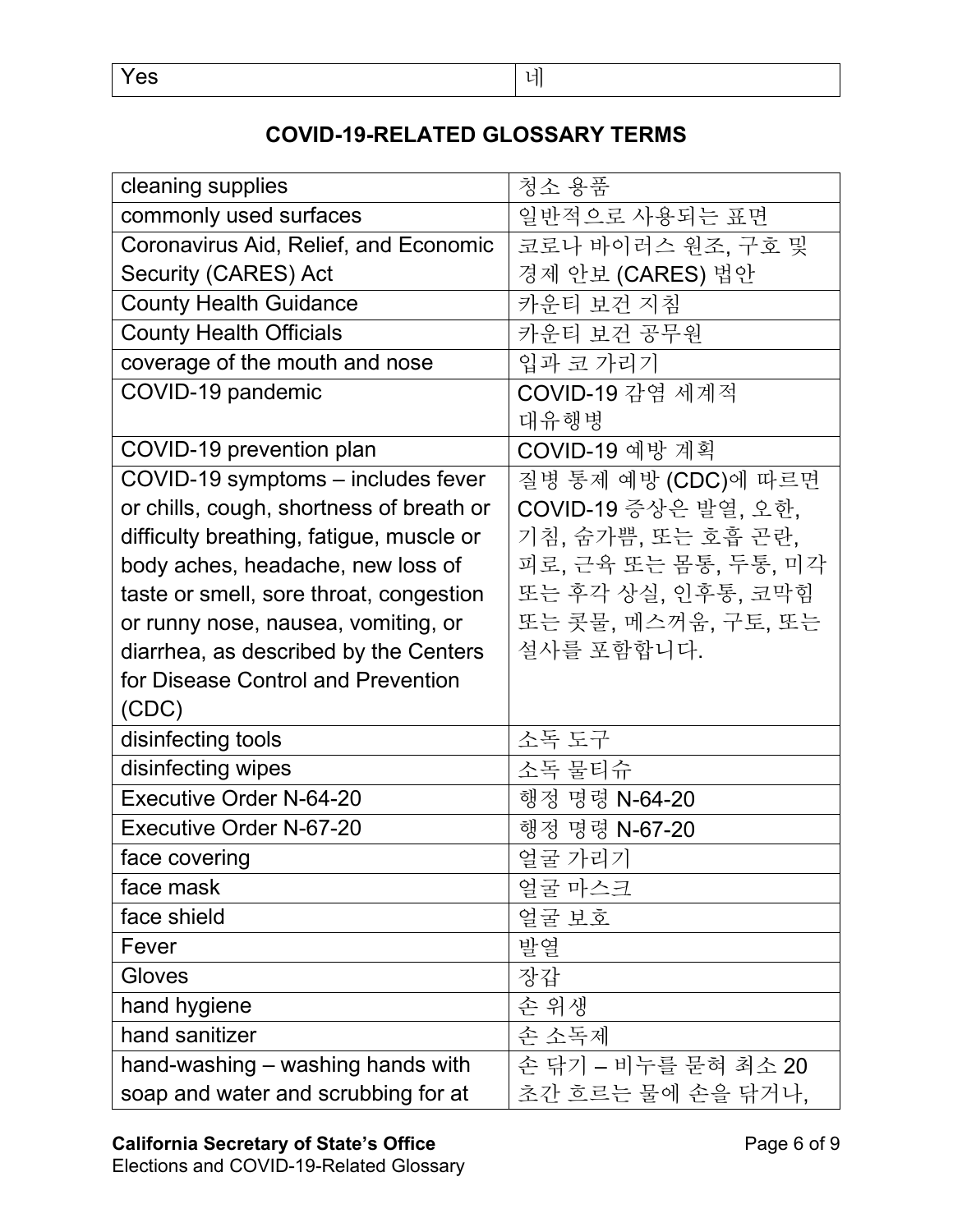| Yes | 네 |
|---|---|

## COVID-19-RELATED GLOSSARY TERMS

| cleaning supplies | 청소 용품 |
|---|---|
| commonly used surfaces | 일반적으로 사용되는 표면 |
| Coronavirus Aid, Relief, and Economic Security (CARES) Act | 코로나 바이러스 원조, 구호 및 경제 안보 (CARES) 법안 |
| County Health Guidance | 카운티 보건 지침 |
| County Health Officials | 카운티 보건 공무원 |
| coverage of the mouth and nose | 입과 코 가리기 |
| COVID-19 pandemic | COVID-19 감염 세계적 대유행병 |
| COVID-19 prevention plan | COVID-19 예방 계획 |
| COVID-19 symptoms – includes fever or chills, cough, shortness of breath or difficulty breathing, fatigue, muscle or body aches, headache, new loss of taste or smell, sore throat, congestion or runny nose, nausea, vomiting, or diarrhea, as described by the Centers for Disease Control and Prevention (CDC) | 질병 통제 예방 (CDC)에 따르면 COVID-19 증상은 발열, 오한, 기침, 숨가쁨, 또는 호흡 곤란, 피로, 근육 또는 몸통, 두통, 미각 또는 후각 상실, 인후통, 코막힘 또는 콧물, 메스꺼움, 구토, 또는 설사를 포함합니다. |
| disinfecting tools | 소독 도구 |
| disinfecting wipes | 소독 물티슈 |
| Executive Order N-64-20 | 행정 명령 N-64-20 |
| Executive Order N-67-20 | 행정 명령 N-67-20 |
| face covering | 얼굴 가리기 |
| face mask | 얼굴 마스크 |
| face shield | 얼굴 보호 |
| Fever | 발열 |
| Gloves | 장갑 |
| hand hygiene | 손 위생 |
| hand sanitizer | 손 소독제 |
| hand-washing – washing hands with soap and water and scrubbing for at | 손 닦기 – 비누를 묻혀 최소 20 초간 흐르는 물에 손을 닦거나, |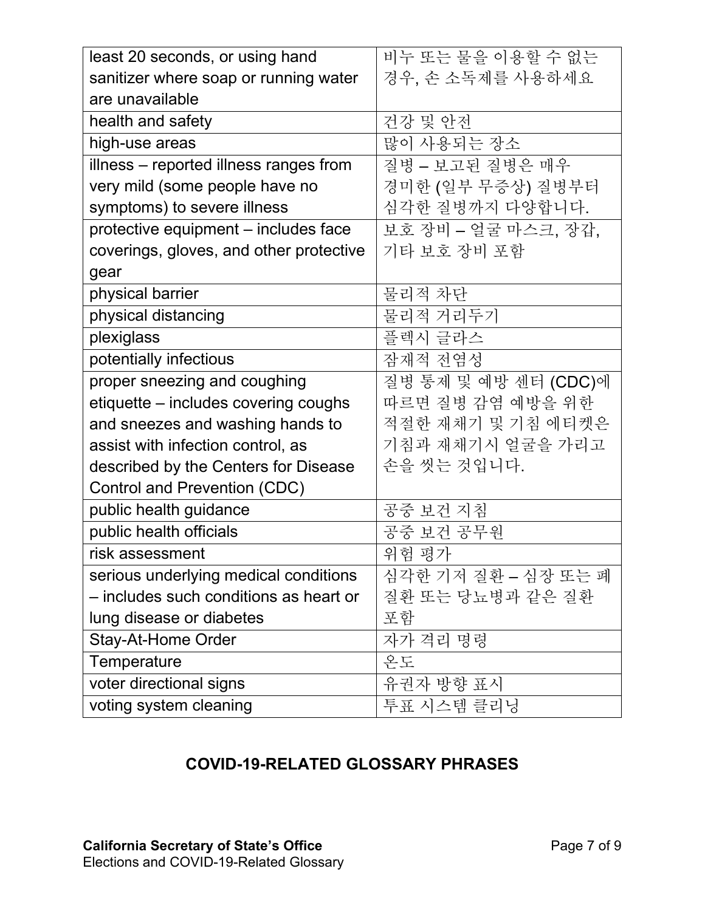| | |
|---|---|
| least 20 seconds, or using hand sanitizer where soap or running water are unavailable | 비누 또는 물을 이용할 수 없는 경우, 손 소독제를 사용하세요 |
| health and safety | 건강 및 안전 |
| high-use areas | 많이 사용되는 장소 |
| illness – reported illness ranges from very mild (some people have no symptoms) to severe illness | 질병 – 보고된 질병은 매우 경미한 (일부 무증상) 질병부터 심각한 질병까지 다양합니다. |
| protective equipment – includes face coverings, gloves, and other protective gear | 보호 장비 – 얼굴 마스크, 장갑, 기타 보호 장비 포함 |
| physical barrier | 물리적 차단 |
| physical distancing | 물리적 거리두기 |
| plexiglass | 플렉시 글라스 |
| potentially infectious | 잠재적 전염성 |
| proper sneezing and coughing etiquette – includes covering coughs and sneezes and washing hands to assist with infection control, as described by the Centers for Disease Control and Prevention (CDC) | 질병 통제 및 예방 센터 (CDC)에 따르면 질병 감염 예방을 위한 적절한 재채기 및 기침 에티켓은 기침과 재채기시 얼굴을 가리고 손을 씻는 것입니다. |
| public health guidance | 공중 보건 지침 |
| public health officials | 공중 보건 공무원 |
| risk assessment | 위험 평가 |
| serious underlying medical conditions – includes such conditions as heart or lung disease or diabetes | 심각한 기저 질환 – 심장 또는 폐 질환 또는 당뇨병과 같은 질환 포함 |
| Stay-At-Home Order | 자가 격리 명령 |
| Temperature | 온도 |
| voter directional signs | 유권자 방향 표시 |
| voting system cleaning | 투표 시스템 클리닝 |

## COVID-19-RELATED GLOSSARY PHRASES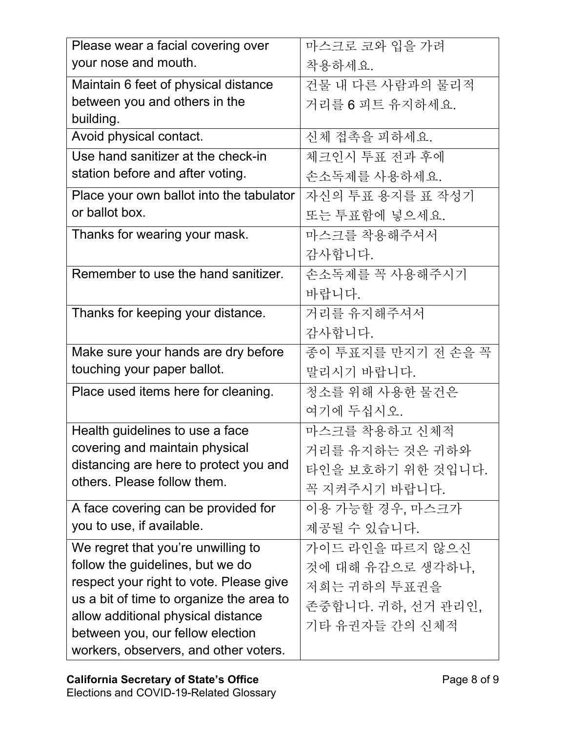| Please wear a facial covering over your nose and mouth. | 마스크로 코와 입을 가려 착용하세요. |
|---|---|
| Maintain 6 feet of physical distance between you and others in the building. | 건물 내 다른 사람과의 물리적 거리를 6 피트 유지하세요. |
| Avoid physical contact. | 신체 접촉을 피하세요. |
| Use hand sanitizer at the check-in station before and after voting. | 체크인시 투표 전과 후에 손소독제를 사용하세요. |
| Place your own ballot into the tabulator or ballot box. | 자신의 투표 용지를 표 작성기 또는 투표함에 넣으세요. |
| Thanks for wearing your mask. | 마스크를 착용해주셔서 감사합니다. |
| Remember to use the hand sanitizer. | 손소독제를 꼭 사용해주시기 바랍니다. |
| Thanks for keeping your distance. | 거리를 유지해주셔서 감사합니다. |
| Make sure your hands are dry before touching your paper ballot. | 종이 투표지를 만지기 전 손을 꼭 말리시기 바랍니다. |
| Place used items here for cleaning. | 청소를 위해 사용한 물건은 여기에 두십시오. |
| Health guidelines to use a face covering and maintain physical distancing are here to protect you and others. Please follow them. | 마스크를 착용하고 신체적 거리를 유지하는 것은 귀하와 타인을 보호하기 위한 것입니다. 꼭 지켜주시기 바랍니다. |
| A face covering can be provided for you to use, if available. | 이용 가능할 경우, 마스크가 제공될 수 있습니다. |
| We regret that you're unwilling to follow the guidelines, but we do respect your right to vote. Please give us a bit of time to organize the area to allow additional physical distance between you, our fellow election workers, observers, and other voters. | 가이드 라인을 따르지 않으신 것에 대해 유감으로 생각하나, 저희는 귀하의 투표권을 존중합니다. 귀하, 선거 관리인, 기타 유권자들 간의 신체적 |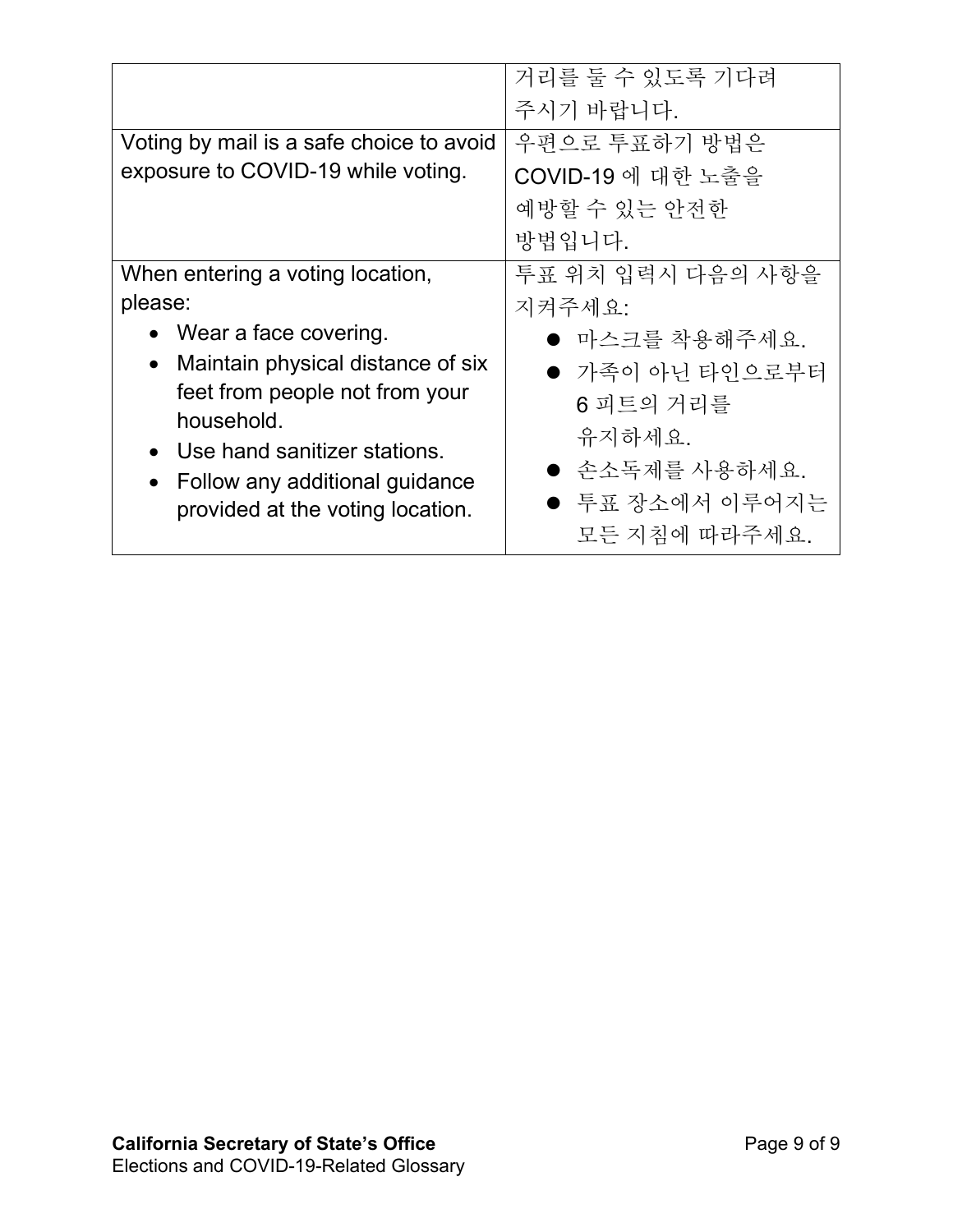| | |
|---|---|
| | 거리를 둘 수 있도록 기다려 주시기 바랍니다. |
| Voting by mail is a safe choice to avoid exposure to COVID-19 while voting. | 우편으로 투표하기 방법은 COVID-19 에 대한 노출을 예방할 수 있는 안전한 방법입니다. |
| When entering a voting location, please:<br>• Wear a face covering.<br>• Maintain physical distance of six feet from people not from your household.<br>• Use hand sanitizer stations.<br>• Follow any additional guidance provided at the voting location. | 투표 위치 입력시 다음의 사항을 지켜주세요:<br>● 마스크를 착용해주세요.<br>● 가족이 아닌 타인으로부터 6 피트의 거리를 유지하세요.<br>● 손소독제를 사용하세요.<br>● 투표 장소에서 이루어지는 모든 지침에 따라주세요. |